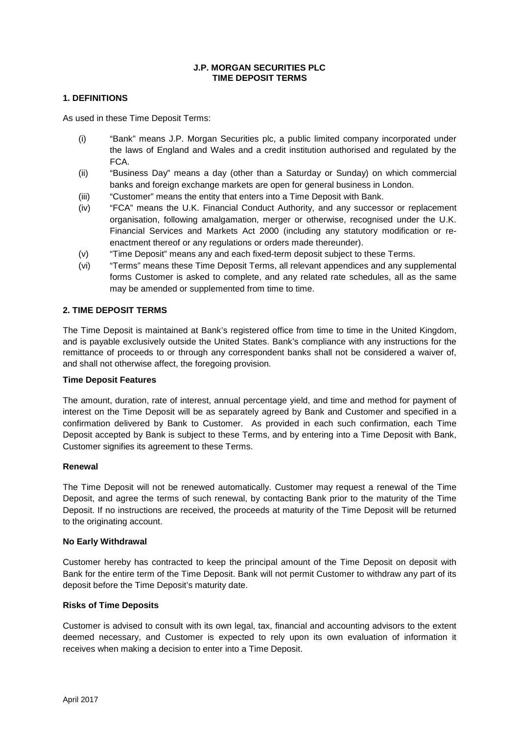# J.P. MORGAN SECURITIES PLC
# TIME DEPOSIT TERMS

## 1. DEFINITIONS

As used in these Time Deposit Terms:

(i) "Bank" means J.P. Morgan Securities plc, a public limited company incorporated under the laws of England and Wales and a credit institution authorised and regulated by the FCA.

(ii) "Business Day" means a day (other than a Saturday or Sunday) on which commercial banks and foreign exchange markets are open for general business in London.

(iii) "Customer" means the entity that enters into a Time Deposit with Bank.

(iv) "FCA" means the U.K. Financial Conduct Authority, and any successor or replacement organisation, following amalgamation, merger or otherwise, recognised under the U.K. Financial Services and Markets Act 2000 (including any statutory modification or re-enactment thereof or any regulations or orders made thereunder).

(v) "Time Deposit" means any and each fixed-term deposit subject to these Terms.

(vi) "Terms" means these Time Deposit Terms, all relevant appendices and any supplemental forms Customer is asked to complete, and any related rate schedules, all as the same may be amended or supplemented from time to time.

## 2. TIME DEPOSIT TERMS

The Time Deposit is maintained at Bank's registered office from time to time in the United Kingdom, and is payable exclusively outside the United States. Bank's compliance with any instructions for the remittance of proceeds to or through any correspondent banks shall not be considered a waiver of, and shall not otherwise affect, the foregoing provision.

### Time Deposit Features

The amount, duration, rate of interest, annual percentage yield, and time and method for payment of interest on the Time Deposit will be as separately agreed by Bank and Customer and specified in a confirmation delivered by Bank to Customer. As provided in each such confirmation, each Time Deposit accepted by Bank is subject to these Terms, and by entering into a Time Deposit with Bank, Customer signifies its agreement to these Terms.

### Renewal

The Time Deposit will not be renewed automatically. Customer may request a renewal of the Time Deposit, and agree the terms of such renewal, by contacting Bank prior to the maturity of the Time Deposit. If no instructions are received, the proceeds at maturity of the Time Deposit will be returned to the originating account.

### No Early Withdrawal

Customer hereby has contracted to keep the principal amount of the Time Deposit on deposit with Bank for the entire term of the Time Deposit. Bank will not permit Customer to withdraw any part of its deposit before the Time Deposit's maturity date.

### Risks of Time Deposits

Customer is advised to consult with its own legal, tax, financial and accounting advisors to the extent deemed necessary, and Customer is expected to rely upon its own evaluation of information it receives when making a decision to enter into a Time Deposit.

April 2017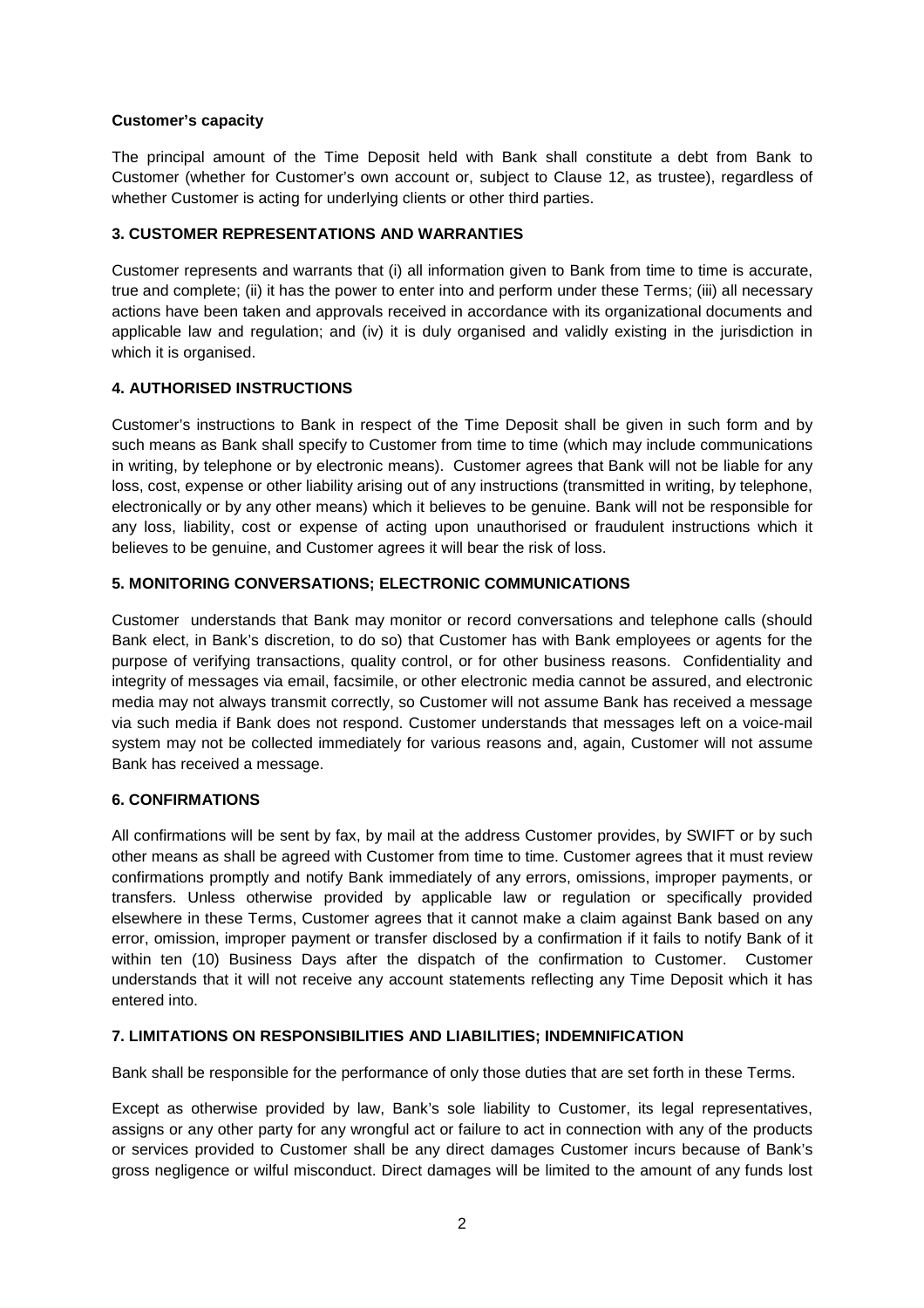**Customer's capacity**

The principal amount of the Time Deposit held with Bank shall constitute a debt from Bank to Customer (whether for Customer's own account or, subject to Clause 12, as trustee), regardless of whether Customer is acting for underlying clients or other third parties.

### 3. CUSTOMER REPRESENTATIONS AND WARRANTIES

Customer represents and warrants that (i) all information given to Bank from time to time is accurate, true and complete; (ii) it has the power to enter into and perform under these Terms; (iii) all necessary actions have been taken and approvals received in accordance with its organizational documents and applicable law and regulation; and (iv) it is duly organised and validly existing in the jurisdiction in which it is organised.

### 4. AUTHORISED INSTRUCTIONS

Customer's instructions to Bank in respect of the Time Deposit shall be given in such form and by such means as Bank shall specify to Customer from time to time (which may include communications in writing, by telephone or by electronic means). Customer agrees that Bank will not be liable for any loss, cost, expense or other liability arising out of any instructions (transmitted in writing, by telephone, electronically or by any other means) which it believes to be genuine. Bank will not be responsible for any loss, liability, cost or expense of acting upon unauthorised or fraudulent instructions which it believes to be genuine, and Customer agrees it will bear the risk of loss.

### 5. MONITORING CONVERSATIONS; ELECTRONIC COMMUNICATIONS

Customer understands that Bank may monitor or record conversations and telephone calls (should Bank elect, in Bank's discretion, to do so) that Customer has with Bank employees or agents for the purpose of verifying transactions, quality control, or for other business reasons. Confidentiality and integrity of messages via email, facsimile, or other electronic media cannot be assured, and electronic media may not always transmit correctly, so Customer will not assume Bank has received a message via such media if Bank does not respond. Customer understands that messages left on a voice-mail system may not be collected immediately for various reasons and, again, Customer will not assume Bank has received a message.

### 6. CONFIRMATIONS

All confirmations will be sent by fax, by mail at the address Customer provides, by SWIFT or by such other means as shall be agreed with Customer from time to time. Customer agrees that it must review confirmations promptly and notify Bank immediately of any errors, omissions, improper payments, or transfers. Unless otherwise provided by applicable law or regulation or specifically provided elsewhere in these Terms, Customer agrees that it cannot make a claim against Bank based on any error, omission, improper payment or transfer disclosed by a confirmation if it fails to notify Bank of it within ten (10) Business Days after the dispatch of the confirmation to Customer. Customer understands that it will not receive any account statements reflecting any Time Deposit which it has entered into.

### 7. LIMITATIONS ON RESPONSIBILITIES AND LIABILITIES; INDEMNIFICATION

Bank shall be responsible for the performance of only those duties that are set forth in these Terms.

Except as otherwise provided by law, Bank's sole liability to Customer, its legal representatives, assigns or any other party for any wrongful act or failure to act in connection with any of the products or services provided to Customer shall be any direct damages Customer incurs because of Bank's gross negligence or wilful misconduct. Direct damages will be limited to the amount of any funds lost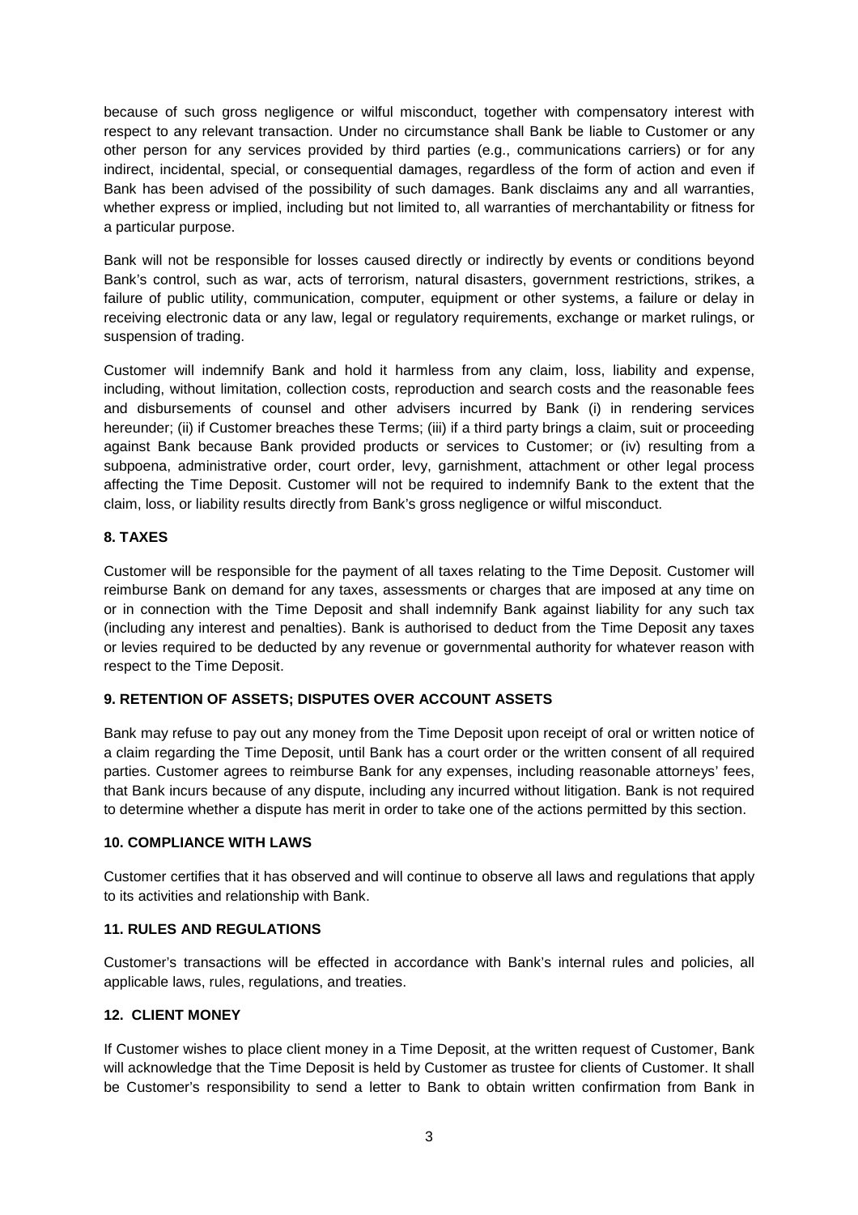because of such gross negligence or wilful misconduct, together with compensatory interest with respect to any relevant transaction. Under no circumstance shall Bank be liable to Customer or any other person for any services provided by third parties (e.g., communications carriers) or for any indirect, incidental, special, or consequential damages, regardless of the form of action and even if Bank has been advised of the possibility of such damages. Bank disclaims any and all warranties, whether express or implied, including but not limited to, all warranties of merchantability or fitness for a particular purpose.

Bank will not be responsible for losses caused directly or indirectly by events or conditions beyond Bank's control, such as war, acts of terrorism, natural disasters, government restrictions, strikes, a failure of public utility, communication, computer, equipment or other systems, a failure or delay in receiving electronic data or any law, legal or regulatory requirements, exchange or market rulings, or suspension of trading.

Customer will indemnify Bank and hold it harmless from any claim, loss, liability and expense, including, without limitation, collection costs, reproduction and search costs and the reasonable fees and disbursements of counsel and other advisers incurred by Bank (i) in rendering services hereunder; (ii) if Customer breaches these Terms; (iii) if a third party brings a claim, suit or proceeding against Bank because Bank provided products or services to Customer; or (iv) resulting from a subpoena, administrative order, court order, levy, garnishment, attachment or other legal process affecting the Time Deposit. Customer will not be required to indemnify Bank to the extent that the claim, loss, or liability results directly from Bank's gross negligence or wilful misconduct.

**8. TAXES**

Customer will be responsible for the payment of all taxes relating to the Time Deposit. Customer will reimburse Bank on demand for any taxes, assessments or charges that are imposed at any time on or in connection with the Time Deposit and shall indemnify Bank against liability for any such tax (including any interest and penalties). Bank is authorised to deduct from the Time Deposit any taxes or levies required to be deducted by any revenue or governmental authority for whatever reason with respect to the Time Deposit.

**9. RETENTION OF ASSETS; DISPUTES OVER ACCOUNT ASSETS**

Bank may refuse to pay out any money from the Time Deposit upon receipt of oral or written notice of a claim regarding the Time Deposit, until Bank has a court order or the written consent of all required parties. Customer agrees to reimburse Bank for any expenses, including reasonable attorneys' fees, that Bank incurs because of any dispute, including any incurred without litigation. Bank is not required to determine whether a dispute has merit in order to take one of the actions permitted by this section.

**10. COMPLIANCE WITH LAWS**

Customer certifies that it has observed and will continue to observe all laws and regulations that apply to its activities and relationship with Bank.

**11. RULES AND REGULATIONS**

Customer's transactions will be effected in accordance with Bank's internal rules and policies, all applicable laws, rules, regulations, and treaties.

**12. CLIENT MONEY**

If Customer wishes to place client money in a Time Deposit, at the written request of Customer, Bank will acknowledge that the Time Deposit is held by Customer as trustee for clients of Customer. It shall be Customer's responsibility to send a letter to Bank to obtain written confirmation from Bank in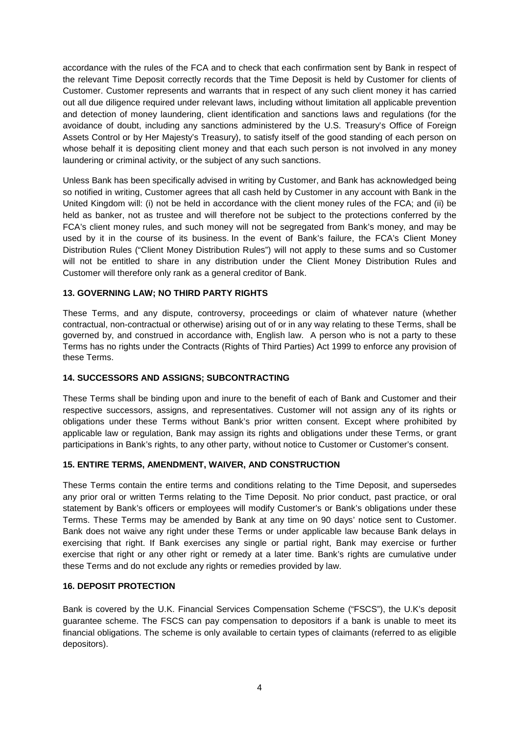accordance with the rules of the FCA and to check that each confirmation sent by Bank in respect of the relevant Time Deposit correctly records that the Time Deposit is held by Customer for clients of Customer. Customer represents and warrants that in respect of any such client money it has carried out all due diligence required under relevant laws, including without limitation all applicable prevention and detection of money laundering, client identification and sanctions laws and regulations (for the avoidance of doubt, including any sanctions administered by the U.S. Treasury's Office of Foreign Assets Control or by Her Majesty's Treasury), to satisfy itself of the good standing of each person on whose behalf it is depositing client money and that each such person is not involved in any money laundering or criminal activity, or the subject of any such sanctions.

Unless Bank has been specifically advised in writing by Customer, and Bank has acknowledged being so notified in writing, Customer agrees that all cash held by Customer in any account with Bank in the United Kingdom will: (i) not be held in accordance with the client money rules of the FCA; and (ii) be held as banker, not as trustee and will therefore not be subject to the protections conferred by the FCA's client money rules, and such money will not be segregated from Bank's money, and may be used by it in the course of its business. In the event of Bank's failure, the FCA's Client Money Distribution Rules ("Client Money Distribution Rules") will not apply to these sums and so Customer will not be entitled to share in any distribution under the Client Money Distribution Rules and Customer will therefore only rank as a general creditor of Bank.

**13. GOVERNING LAW; NO THIRD PARTY RIGHTS**

These Terms, and any dispute, controversy, proceedings or claim of whatever nature (whether contractual, non-contractual or otherwise) arising out of or in any way relating to these Terms, shall be governed by, and construed in accordance with, English law. A person who is not a party to these Terms has no rights under the Contracts (Rights of Third Parties) Act 1999 to enforce any provision of these Terms.

**14. SUCCESSORS AND ASSIGNS; SUBCONTRACTING**

These Terms shall be binding upon and inure to the benefit of each of Bank and Customer and their respective successors, assigns, and representatives. Customer will not assign any of its rights or obligations under these Terms without Bank's prior written consent. Except where prohibited by applicable law or regulation, Bank may assign its rights and obligations under these Terms, or grant participations in Bank's rights, to any other party, without notice to Customer or Customer's consent.

**15. ENTIRE TERMS, AMENDMENT, WAIVER, AND CONSTRUCTION**

These Terms contain the entire terms and conditions relating to the Time Deposit, and supersedes any prior oral or written Terms relating to the Time Deposit. No prior conduct, past practice, or oral statement by Bank's officers or employees will modify Customer's or Bank's obligations under these Terms. These Terms may be amended by Bank at any time on 90 days' notice sent to Customer. Bank does not waive any right under these Terms or under applicable law because Bank delays in exercising that right. If Bank exercises any single or partial right, Bank may exercise or further exercise that right or any other right or remedy at a later time. Bank's rights are cumulative under these Terms and do not exclude any rights or remedies provided by law.

**16. DEPOSIT PROTECTION**

Bank is covered by the U.K. Financial Services Compensation Scheme ("FSCS"), the U.K's deposit guarantee scheme. The FSCS can pay compensation to depositors if a bank is unable to meet its financial obligations. The scheme is only available to certain types of claimants (referred to as eligible depositors).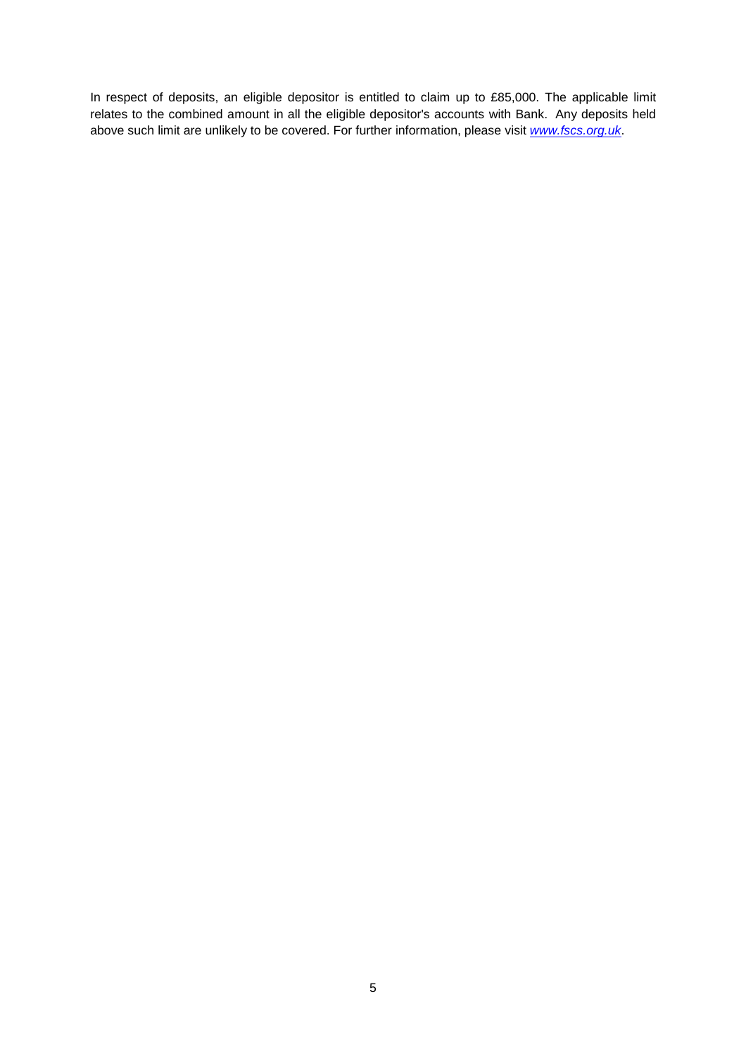In respect of deposits, an eligible depositor is entitled to claim up to £85,000. The applicable limit relates to the combined amount in all the eligible depositor's accounts with Bank. Any deposits held above such limit are unlikely to be covered. For further information, please visit *www.fscs.org.uk*.